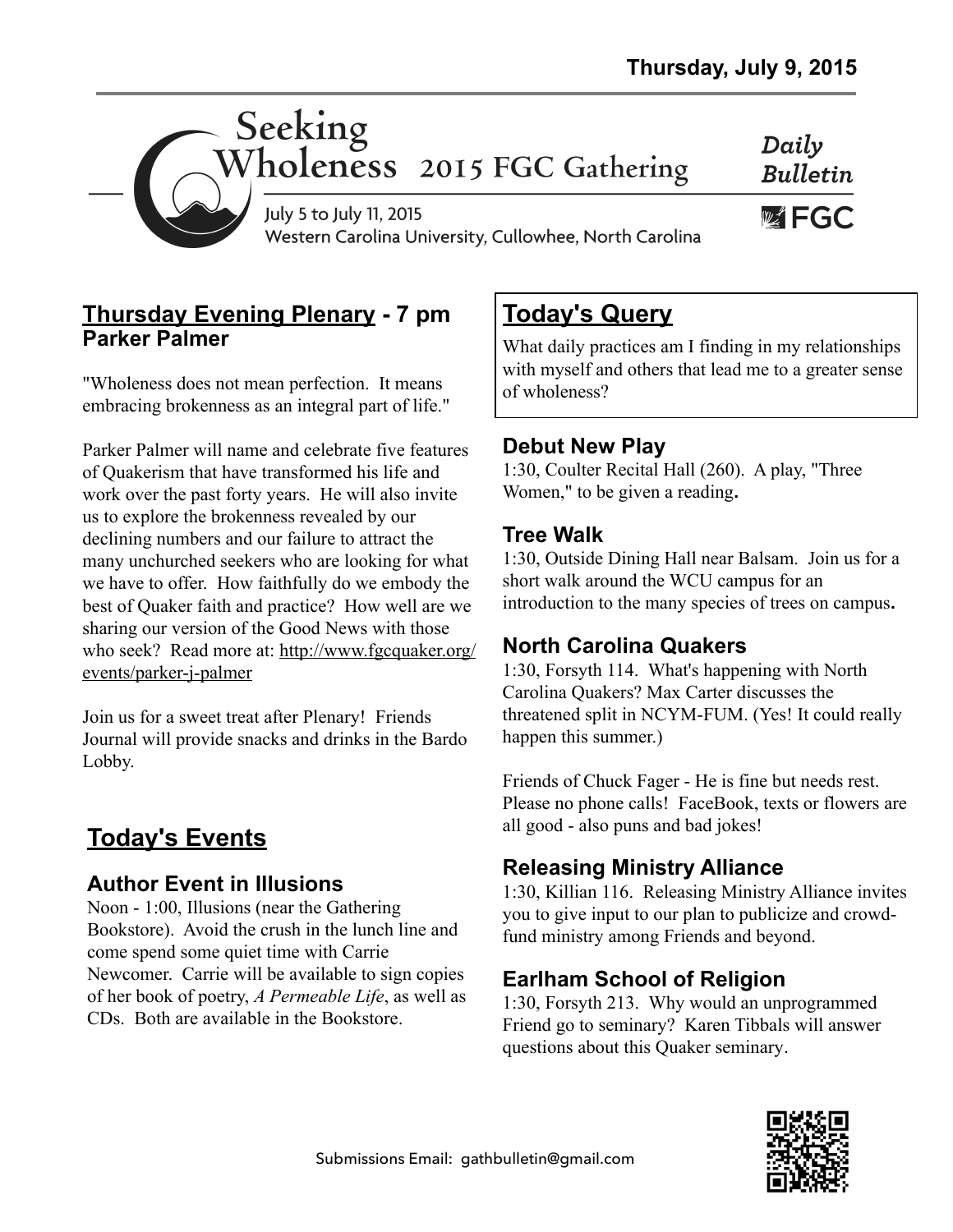Thursday, July 9, 2015

# Seeking Wholeness 2015 FGC Gathering

July 5 to July 11, 2015
Western Carolina University, Cullowhee, North Carolina

*Daily Bulletin*

FGC

## Thursday Evening Plenary - 7 pm
**Parker Palmer**

"Wholeness does not mean perfection. It means embracing brokenness as an integral part of life."

Parker Palmer will name and celebrate five features of Quakerism that have transformed his life and work over the past forty years. He will also invite us to explore the brokenness revealed by our declining numbers and our failure to attract the many unchurched seekers who are looking for what we have to offer. How faithfully do we embody the best of Quaker faith and practice? How well are we sharing our version of the Good News with those who seek? Read more at: http://www.fgcquaker.org/events/parker-j-palmer

Join us for a sweet treat after Plenary! Friends Journal will provide snacks and drinks in the Bardo Lobby.

## Today's Events

### Author Event in Illusions

Noon - 1:00, Illusions (near the Gathering Bookstore). Avoid the crush in the lunch line and come spend some quiet time with Carrie Newcomer. Carrie will be available to sign copies of her book of poetry, *A Permeable Life*, as well as CDs. Both are available in the Bookstore.

## Today's Query

What daily practices am I finding in my relationships with myself and others that lead me to a greater sense of wholeness?

### Debut New Play

1:30, Coulter Recital Hall (260). A play, "Three Women," to be given a reading.

### Tree Walk

1:30, Outside Dining Hall near Balsam. Join us for a short walk around the WCU campus for an introduction to the many species of trees on campus.

### North Carolina Quakers

1:30, Forsyth 114. What's happening with North Carolina Quakers? Max Carter discusses the threatened split in NCYM-FUM. (Yes! It could really happen this summer.)

Friends of Chuck Fager - He is fine but needs rest. Please no phone calls! FaceBook, texts or flowers are all good - also puns and bad jokes!

### Releasing Ministry Alliance

1:30, Killian 116. Releasing Ministry Alliance invites you to give input to our plan to publicize and crowd-fund ministry among Friends and beyond.

### Earlham School of Religion

1:30, Forsyth 213. Why would an unprogrammed Friend go to seminary? Karen Tibbals will answer questions about this Quaker seminary.

Submissions Email: gathbulletin@gmail.com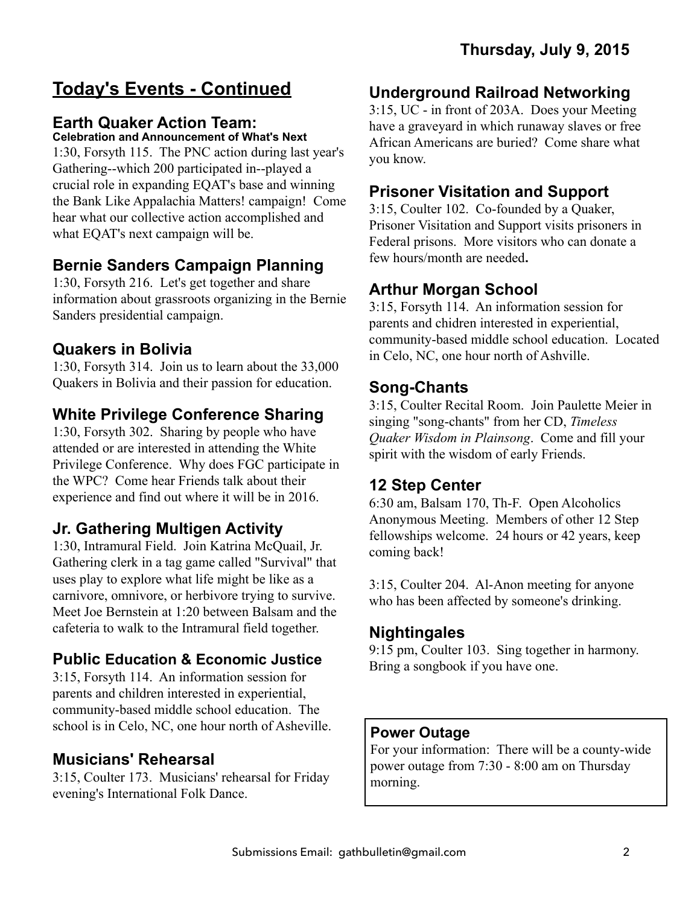**Thursday, July 9, 2015**

## Today's Events - Continued

### Earth Quaker Action Team:
**Celebration and Announcement of What's Next**

1:30, Forsyth 115. The PNC action during last year's Gathering--which 200 participated in--played a crucial role in expanding EQAT's base and winning the Bank Like Appalachia Matters! campaign! Come hear what our collective action accomplished and what EQAT's next campaign will be.

### Bernie Sanders Campaign Planning

1:30, Forsyth 216. Let's get together and share information about grassroots organizing in the Bernie Sanders presidential campaign.

### Quakers in Bolivia

1:30, Forsyth 314. Join us to learn about the 33,000 Quakers in Bolivia and their passion for education.

### White Privilege Conference Sharing

1:30, Forsyth 302. Sharing by people who have attended or are interested in attending the White Privilege Conference. Why does FGC participate in the WPC? Come hear Friends talk about their experience and find out where it will be in 2016.

### Jr. Gathering Multigen Activity

1:30, Intramural Field. Join Katrina McQuail, Jr. Gathering clerk in a tag game called "Survival" that uses play to explore what life might be like as a carnivore, omnivore, or herbivore trying to survive. Meet Joe Bernstein at 1:20 between Balsam and the cafeteria to walk to the Intramural field together.

### Public Education & Economic Justice

3:15, Forsyth 114. An information session for parents and children interested in experiential, community-based middle school education. The school is in Celo, NC, one hour north of Asheville.

### Musicians' Rehearsal

3:15, Coulter 173. Musicians' rehearsal for Friday evening's International Folk Dance.

### Underground Railroad Networking

3:15, UC - in front of 203A. Does your Meeting have a graveyard in which runaway slaves or free African Americans are buried? Come share what you know.

### Prisoner Visitation and Support

3:15, Coulter 102. Co-founded by a Quaker, Prisoner Visitation and Support visits prisoners in Federal prisons. More visitors who can donate a few hours/month are needed**.**

### Arthur Morgan School

3:15, Forsyth 114. An information session for parents and chidren interested in experiential, community-based middle school education. Located in Celo, NC, one hour north of Ashville.

### Song-Chants

3:15, Coulter Recital Room. Join Paulette Meier in singing "song-chants" from her CD, *Timeless Quaker Wisdom in Plainsong*. Come and fill your spirit with the wisdom of early Friends.

### 12 Step Center

6:30 am, Balsam 170, Th-F. Open Alcoholics Anonymous Meeting. Members of other 12 Step fellowships welcome. 24 hours or 42 years, keep coming back!

3:15, Coulter 204. Al-Anon meeting for anyone who has been affected by someone's drinking.

### Nightingales

9:15 pm, Coulter 103. Sing together in harmony. Bring a songbook if you have one.

**Power Outage**

For your information: There will be a county-wide power outage from 7:30 - 8:00 am on Thursday morning.

Submissions Email: gathbulletin@gmail.com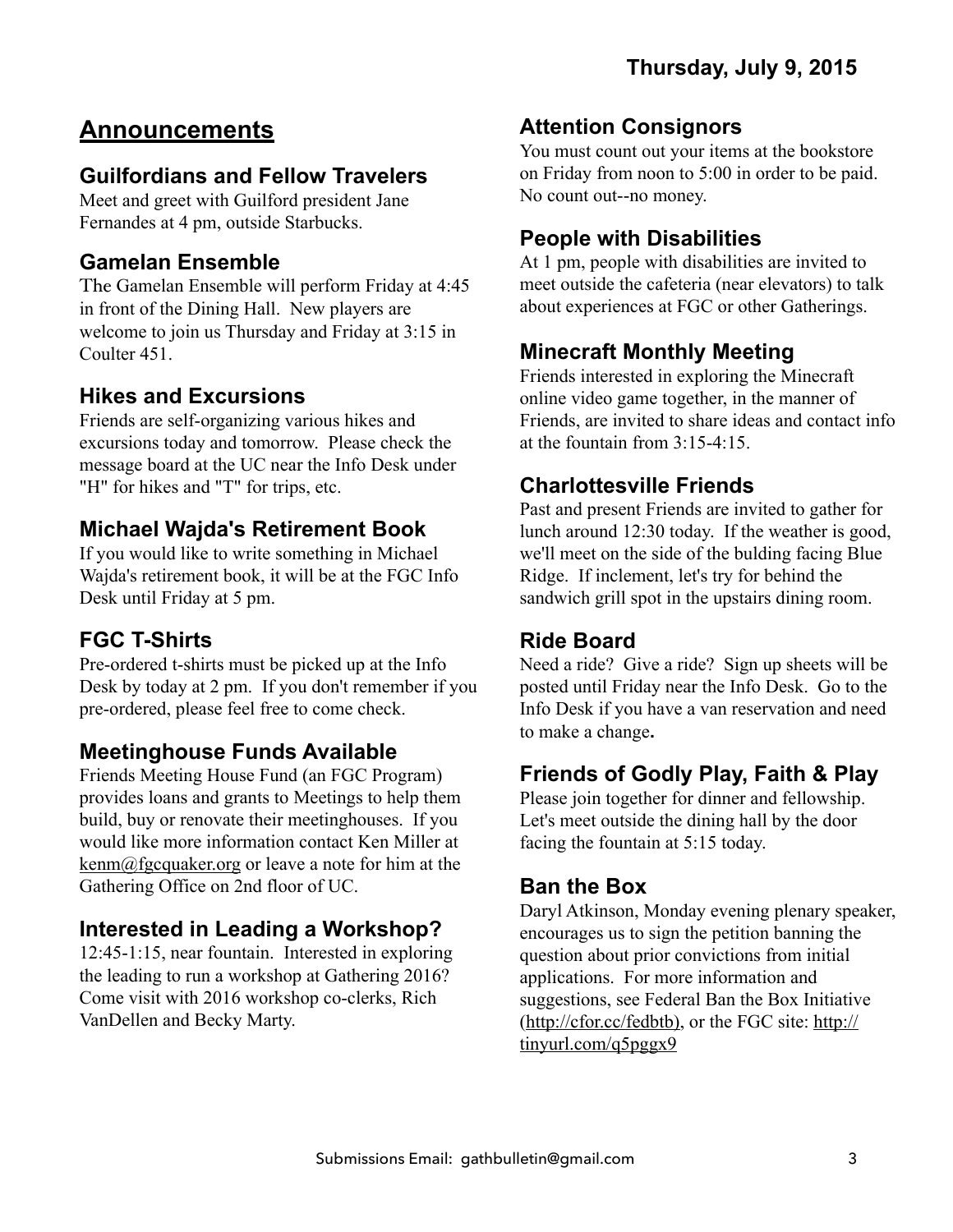Thursday, July 9, 2015

# Announcements

## Guilfordians and Fellow Travelers

Meet and greet with Guilford president Jane Fernandes at 4 pm, outside Starbucks.

## Gamelan Ensemble

The Gamelan Ensemble will perform Friday at 4:45 in front of the Dining Hall. New players are welcome to join us Thursday and Friday at 3:15 in Coulter 451.

## Hikes and Excursions

Friends are self-organizing various hikes and excursions today and tomorrow. Please check the message board at the UC near the Info Desk under "H" for hikes and "T" for trips, etc.

## Michael Wajda's Retirement Book

If you would like to write something in Michael Wajda's retirement book, it will be at the FGC Info Desk until Friday at 5 pm.

## FGC T-Shirts

Pre-ordered t-shirts must be picked up at the Info Desk by today at 2 pm. If you don't remember if you pre-ordered, please feel free to come check.

## Meetinghouse Funds Available

Friends Meeting House Fund (an FGC Program) provides loans and grants to Meetings to help them build, buy or renovate their meetinghouses. If you would like more information contact Ken Miller at kenm@fgcquaker.org or leave a note for him at the Gathering Office on 2nd floor of UC.

## Interested in Leading a Workshop?

12:45-1:15, near fountain. Interested in exploring the leading to run a workshop at Gathering 2016? Come visit with 2016 workshop co-clerks, Rich VanDellen and Becky Marty.

## Attention Consignors

You must count out your items at the bookstore on Friday from noon to 5:00 in order to be paid. No count out--no money.

## People with Disabilities

At 1 pm, people with disabilities are invited to meet outside the cafeteria (near elevators) to talk about experiences at FGC or other Gatherings.

## Minecraft Monthly Meeting

Friends interested in exploring the Minecraft online video game together, in the manner of Friends, are invited to share ideas and contact info at the fountain from 3:15-4:15.

## Charlottesville Friends

Past and present Friends are invited to gather for lunch around 12:30 today. If the weather is good, we'll meet on the side of the bulding facing Blue Ridge. If inclement, let's try for behind the sandwich grill spot in the upstairs dining room.

## Ride Board

Need a ride? Give a ride? Sign up sheets will be posted until Friday near the Info Desk. Go to the Info Desk if you have a van reservation and need to make a change.

## Friends of Godly Play, Faith & Play

Please join together for dinner and fellowship. Let's meet outside the dining hall by the door facing the fountain at 5:15 today.

## Ban the Box

Daryl Atkinson, Monday evening plenary speaker, encourages us to sign the petition banning the question about prior convictions from initial applications. For more information and suggestions, see Federal Ban the Box Initiative (http://cfor.cc/fedbtb), or the FGC site: http://tinyurl.com/q5pggx9

Submissions Email: gathbulletin@gmail.com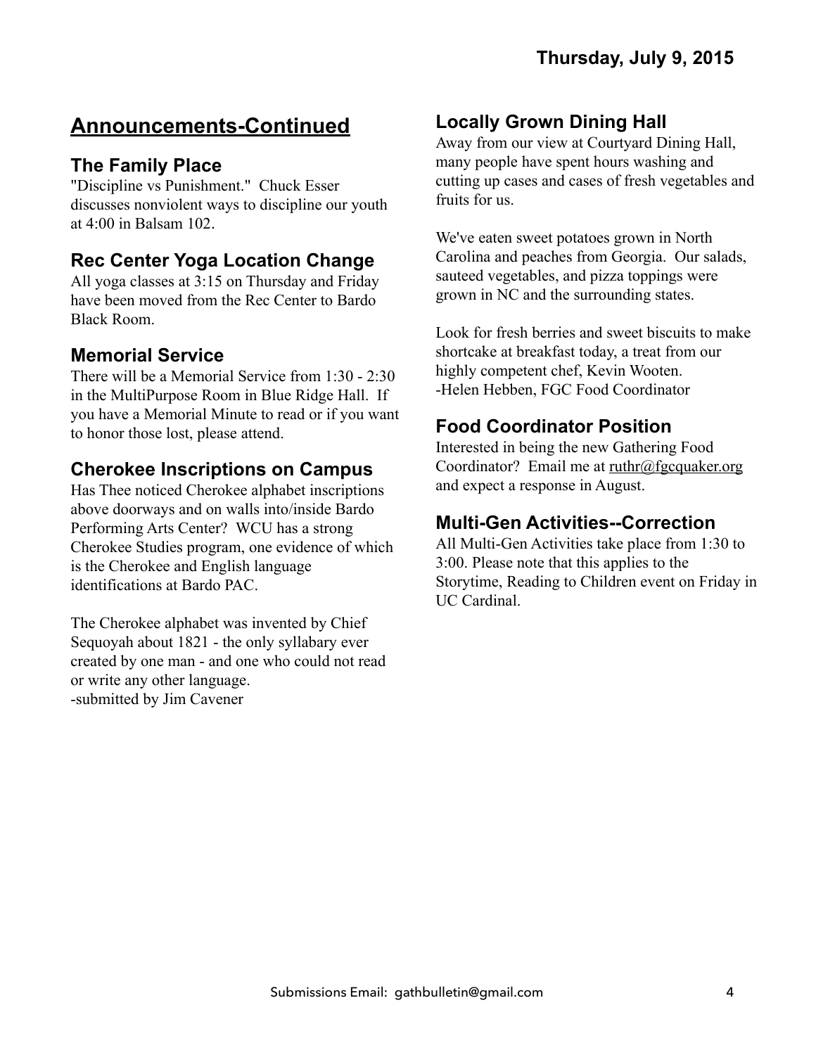## Announcements-Continued

### The Family Place

"Discipline vs Punishment." Chuck Esser discusses nonviolent ways to discipline our youth at 4:00 in Balsam 102.

### Rec Center Yoga Location Change

All yoga classes at 3:15 on Thursday and Friday have been moved from the Rec Center to Bardo Black Room.

### Memorial Service

There will be a Memorial Service from 1:30 - 2:30 in the MultiPurpose Room in Blue Ridge Hall. If you have a Memorial Minute to read or if you want to honor those lost, please attend.

### Cherokee Inscriptions on Campus

Has Thee noticed Cherokee alphabet inscriptions above doorways and on walls into/inside Bardo Performing Arts Center? WCU has a strong Cherokee Studies program, one evidence of which is the Cherokee and English language identifications at Bardo PAC.

The Cherokee alphabet was invented by Chief Sequoyah about 1821 - the only syllabary ever created by one man - and one who could not read or write any other language.
-submitted by Jim Cavener

### Locally Grown Dining Hall

Away from our view at Courtyard Dining Hall, many people have spent hours washing and cutting up cases and cases of fresh vegetables and fruits for us.

We've eaten sweet potatoes grown in North Carolina and peaches from Georgia. Our salads, sauteed vegetables, and pizza toppings were grown in NC and the surrounding states.

Look for fresh berries and sweet biscuits to make shortcake at breakfast today, a treat from our highly competent chef, Kevin Wooten.
-Helen Hebben, FGC Food Coordinator

### Food Coordinator Position

Interested in being the new Gathering Food Coordinator? Email me at ruthr@fgcquaker.org and expect a response in August.

### Multi-Gen Activities--Correction

All Multi-Gen Activities take place from 1:30 to 3:00. Please note that this applies to the Storytime, Reading to Children event on Friday in UC Cardinal.

Submissions Email: gathbulletin@gmail.com